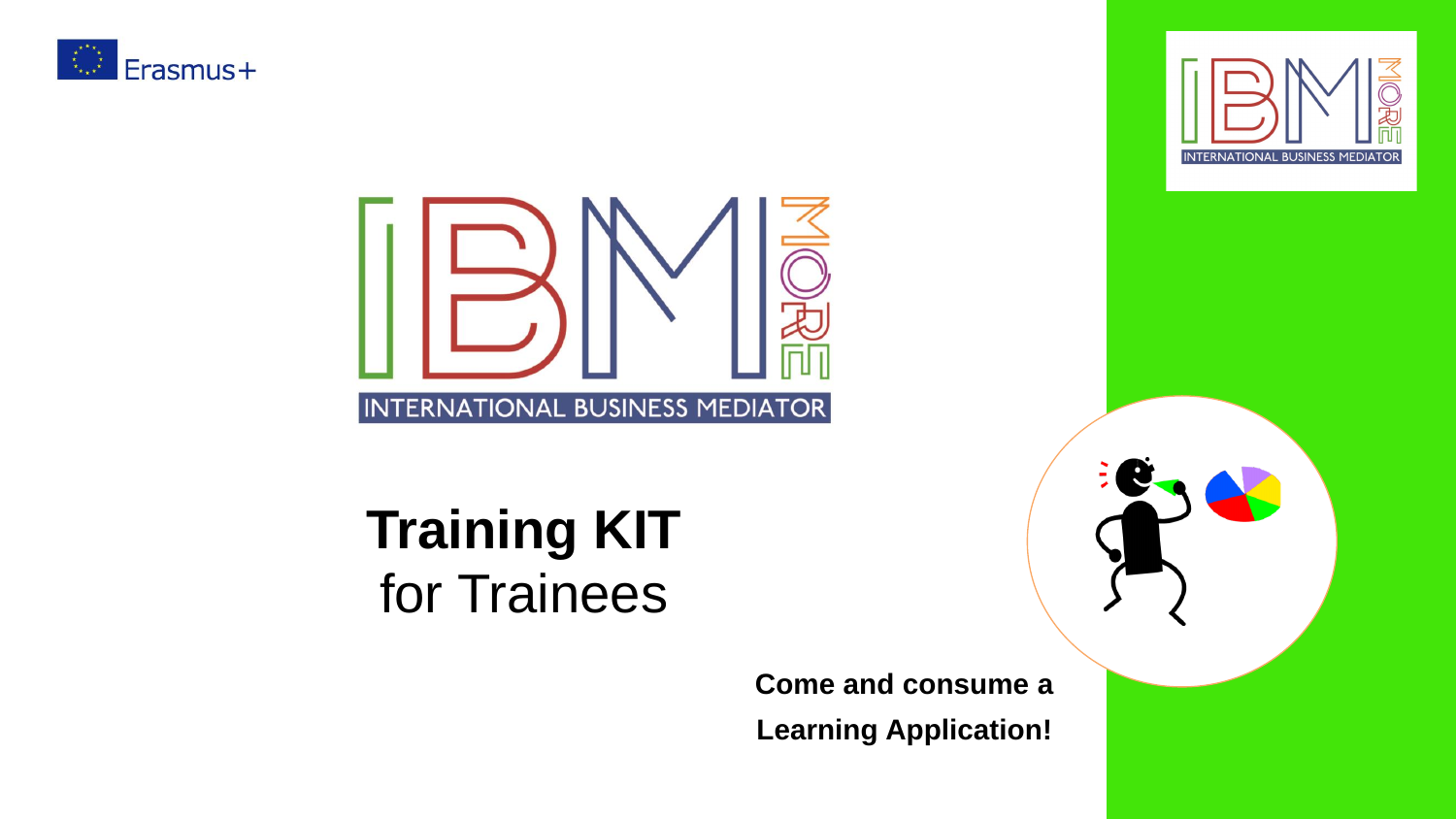Erasmus+

IBM MORE

INTERNATIONAL BUSINESS MEDIATOR

# Training KIT
for Trainees

**Come and consume a**

**Learning Application!**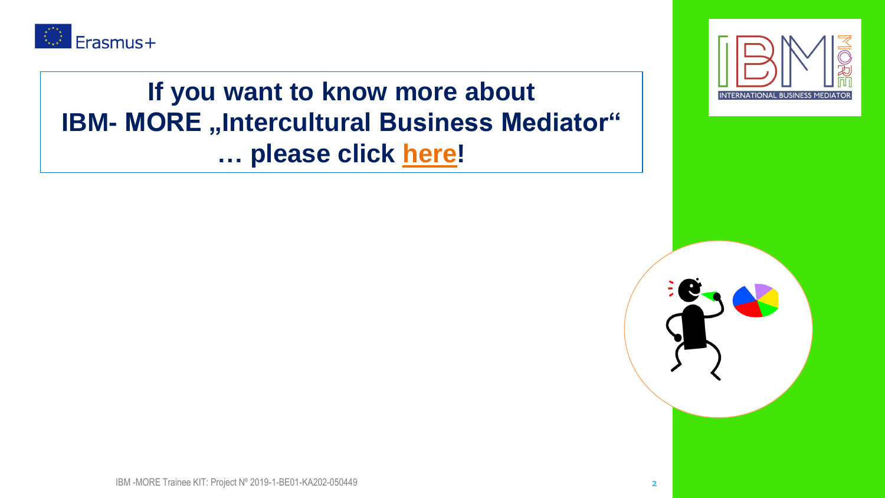**If you want to know more about IBM- MORE „Intercultural Business Mediator“ … please click here!**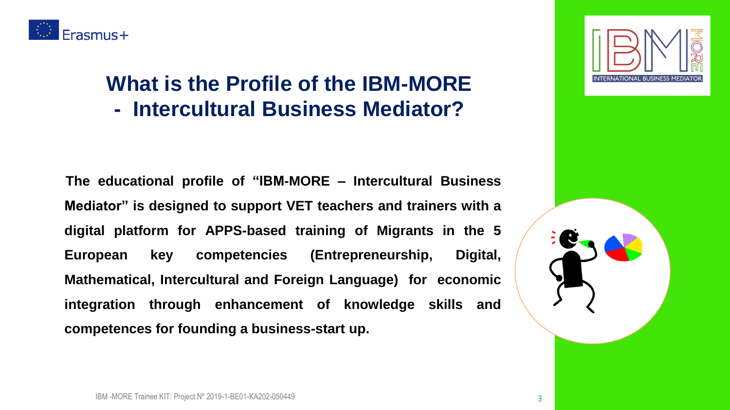# What is the Profile of the IBM-MORE - Intercultural Business Mediator?

**The educational profile of "IBM-MORE – Intercultural Business Mediator" is designed to support VET teachers and trainers with a digital platform for APPS-based training of Migrants in the 5 European key competencies (Entrepreneurship, Digital, Mathematical, Intercultural and Foreign Language) for economic integration through enhancement of knowledge skills and competences for founding a business-start up.**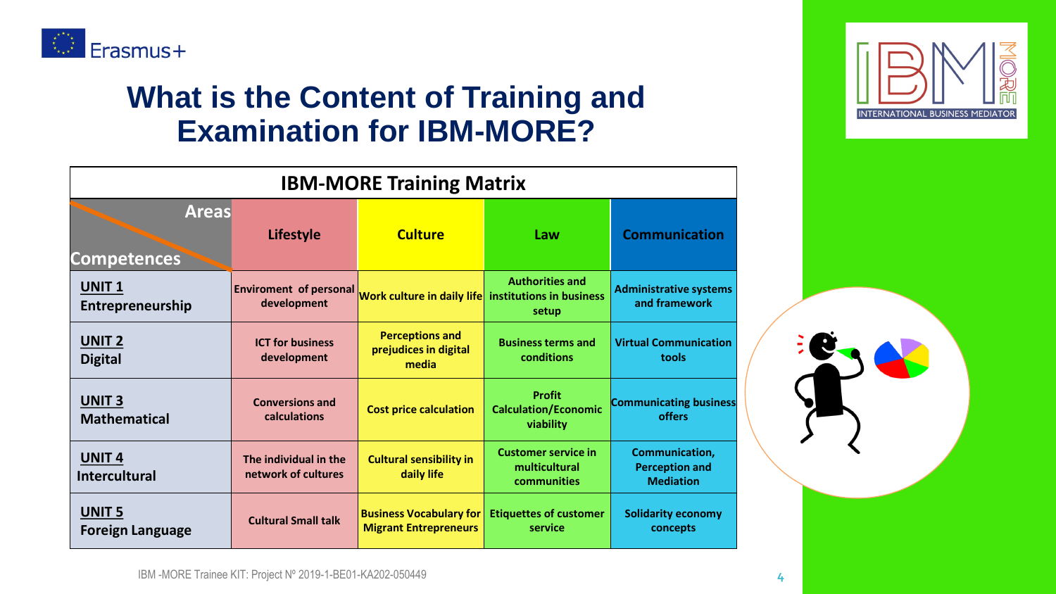# What is the Content of Training and Examination for IBM-MORE?

| IBM-MORE Training Matrix | | | | |
|---|---|---|---|---|
| Areas / Competences | Lifestyle | Culture | Law | Communication |
| UNIT 1 Entrepreneurship | Enviroment of personal development | Work culture in daily life | Authorities and institutions in business setup | Administrative systems and framework |
| UNIT 2 Digital | ICT for business development | Perceptions and prejudices in digital media | Business terms and conditions | Virtual Communication tools |
| UNIT 3 Mathematical | Conversions and calculations | Cost price calculation | Profit Calculation/Economic viability | Communicating business offers |
| UNIT 4 Intercultural | The individual in the network of cultures | Cultural sensibility in daily life | Customer service in multicultural communities | Communication, Perception and Mediation |
| UNIT 5 Foreign Language | Cultural Small talk | Business Vocabulary for Migrant Entrepreneurs | Etiquettes of customer service | Solidarity economy concepts |

IBM -MORE Trainee KIT: Project Nº 2019-1-BE01-KA202-050449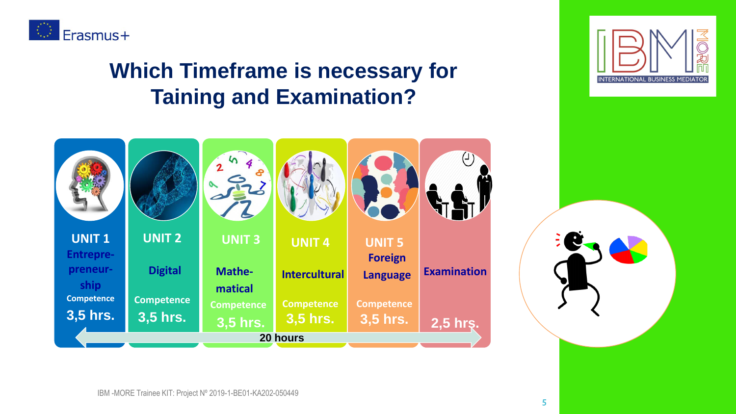# Which Timeframe is necessary for Taining and Examination?

| UNIT 1 | UNIT 2 | UNIT 3 | UNIT 4 | UNIT 5 | |
|---|---|---|---|---|---|
| Entrepre-preneur-ship Competence | Digital Competence | Mathe-matical Competence | Intercultural Competence | Foreign Language Competence | Examination |
| 3,5 hrs. | 3,5 hrs. | 3,5 hrs. | 3,5 hrs. | 3,5 hrs. | 2,5 hrs. |

**20 hours**

IBM -MORE Trainee KIT: Project Nº 2019-1-BE01-KA202-050449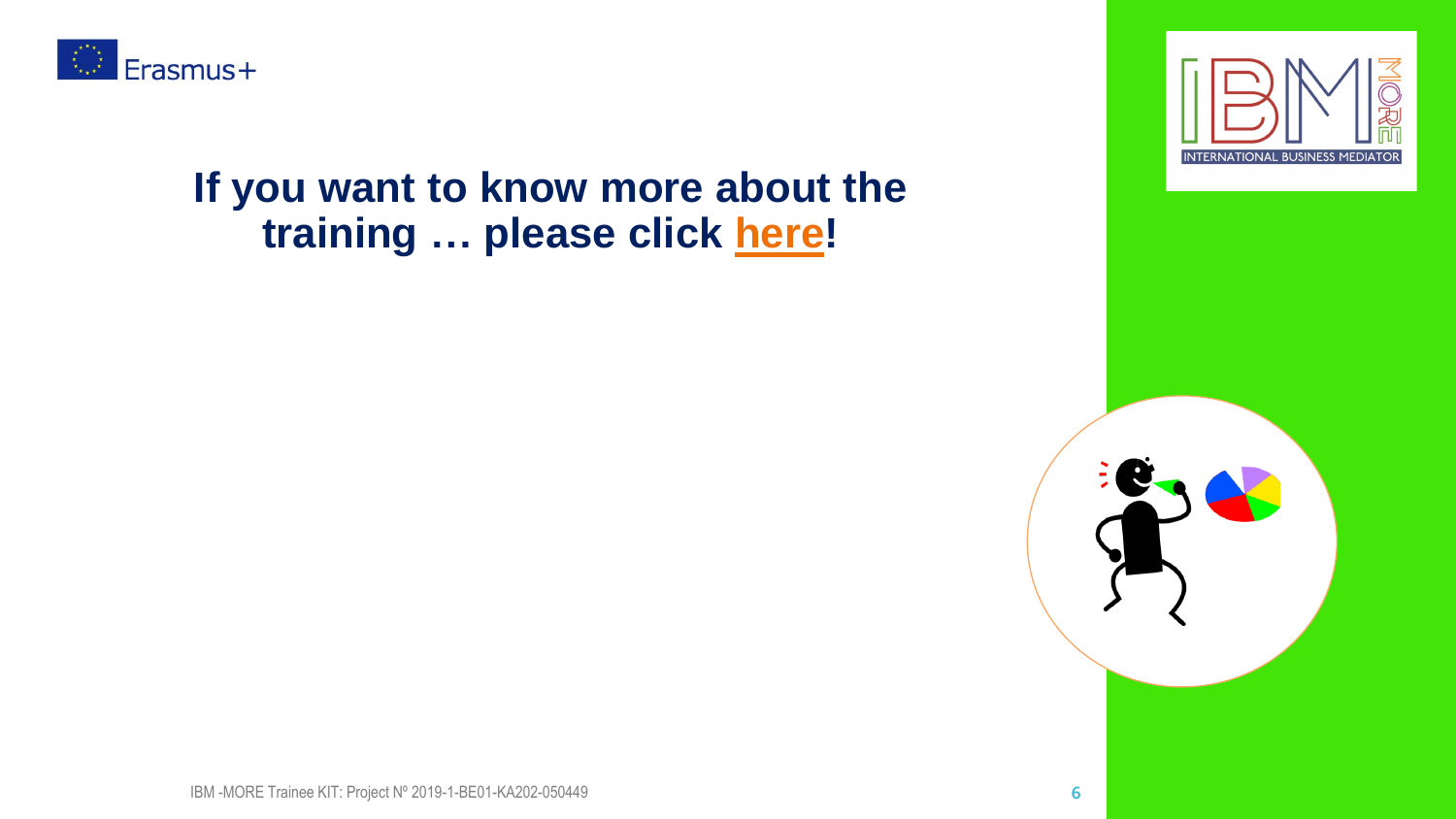# If you want to know more about the training … please click here!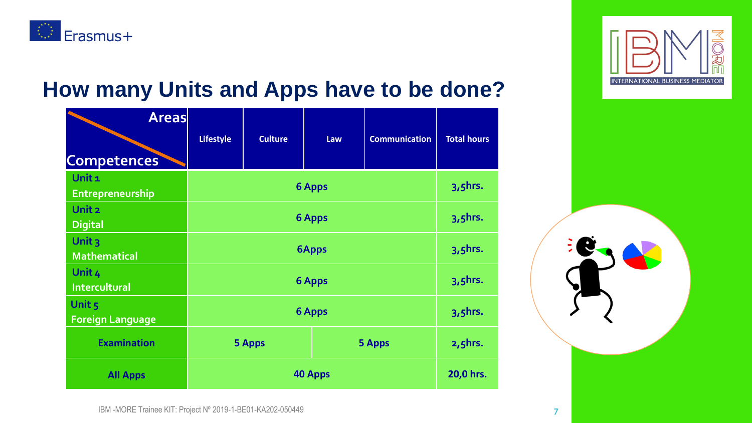## How many Units and Apps have to be done?

| Areas / Competences | Lifestyle | Culture | Law | Communication | Total hours |
|---|---|---|---|---|---|
| Unit 1 Entrepreneurship | 6 Apps | | | | 3,5hrs. |
| Unit 2 Digital | 6 Apps | | | | 3,5hrs. |
| Unit 3 Mathematical | 6Apps | | | | 3,5hrs. |
| Unit 4 Intercultural | 6 Apps | | | | 3,5hrs. |
| Unit 5 Foreign Language | 6 Apps | | | | 3,5hrs. |
| Examination | 5 Apps | | 5 Apps | | 2,5hrs. |
| All Apps | 40 Apps | | | | 20,0 hrs. |

IBM -MORE Trainee KIT: Project Nº 2019-1-BE01-KA202-050449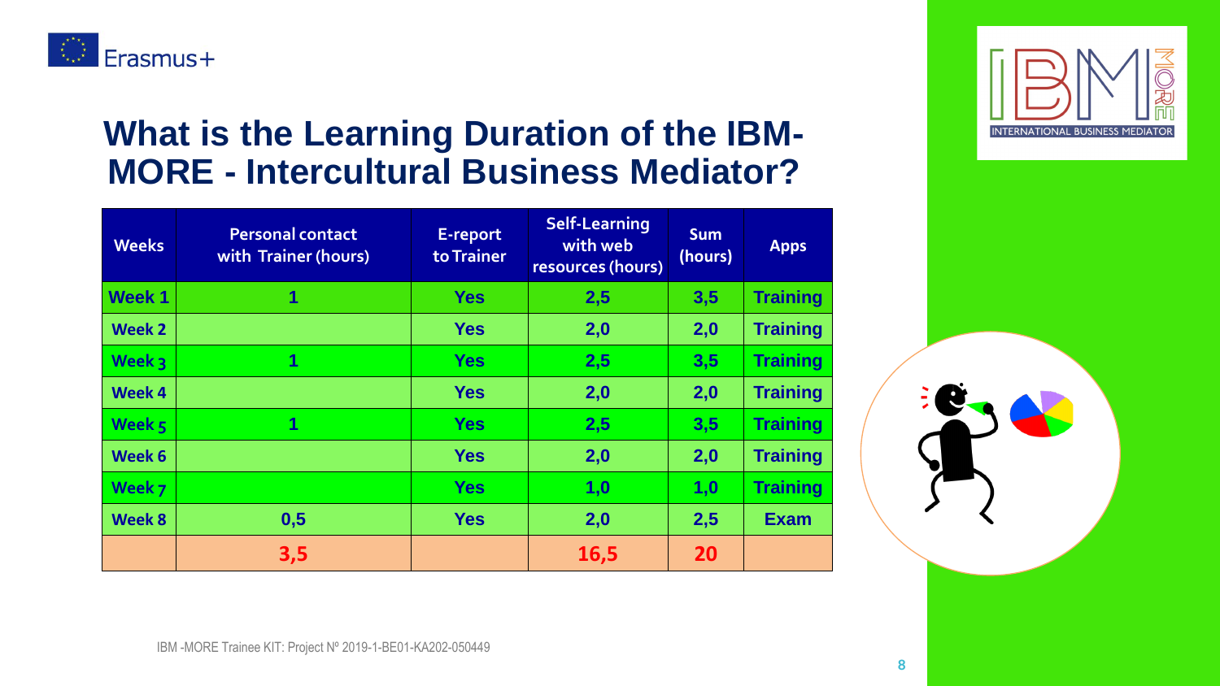# What is the Learning Duration of the IBM-MORE - Intercultural Business Mediator?

| Weeks | Personal contact with Trainer (hours) | E-report to Trainer | Self-Learning with web resources (hours) | Sum (hours) | Apps |
|---|---|---|---|---|---|
| Week 1 | 1 | Yes | 2,5 | 3,5 | Training |
| Week 2 | | Yes | 2,0 | 2,0 | Training |
| Week 3 | 1 | Yes | 2,5 | 3,5 | Training |
| Week 4 | | Yes | 2,0 | 2,0 | Training |
| Week 5 | 1 | Yes | 2,5 | 3,5 | Training |
| Week 6 | | Yes | 2,0 | 2,0 | Training |
| Week 7 | | Yes | 1,0 | 1,0 | Training |
| Week 8 | 0,5 | Yes | 2,0 | 2,5 | Exam |
| | 3,5 | | 16,5 | 20 | |

IBM -MORE Trainee KIT: Project Nº 2019-1-BE01-KA202-050449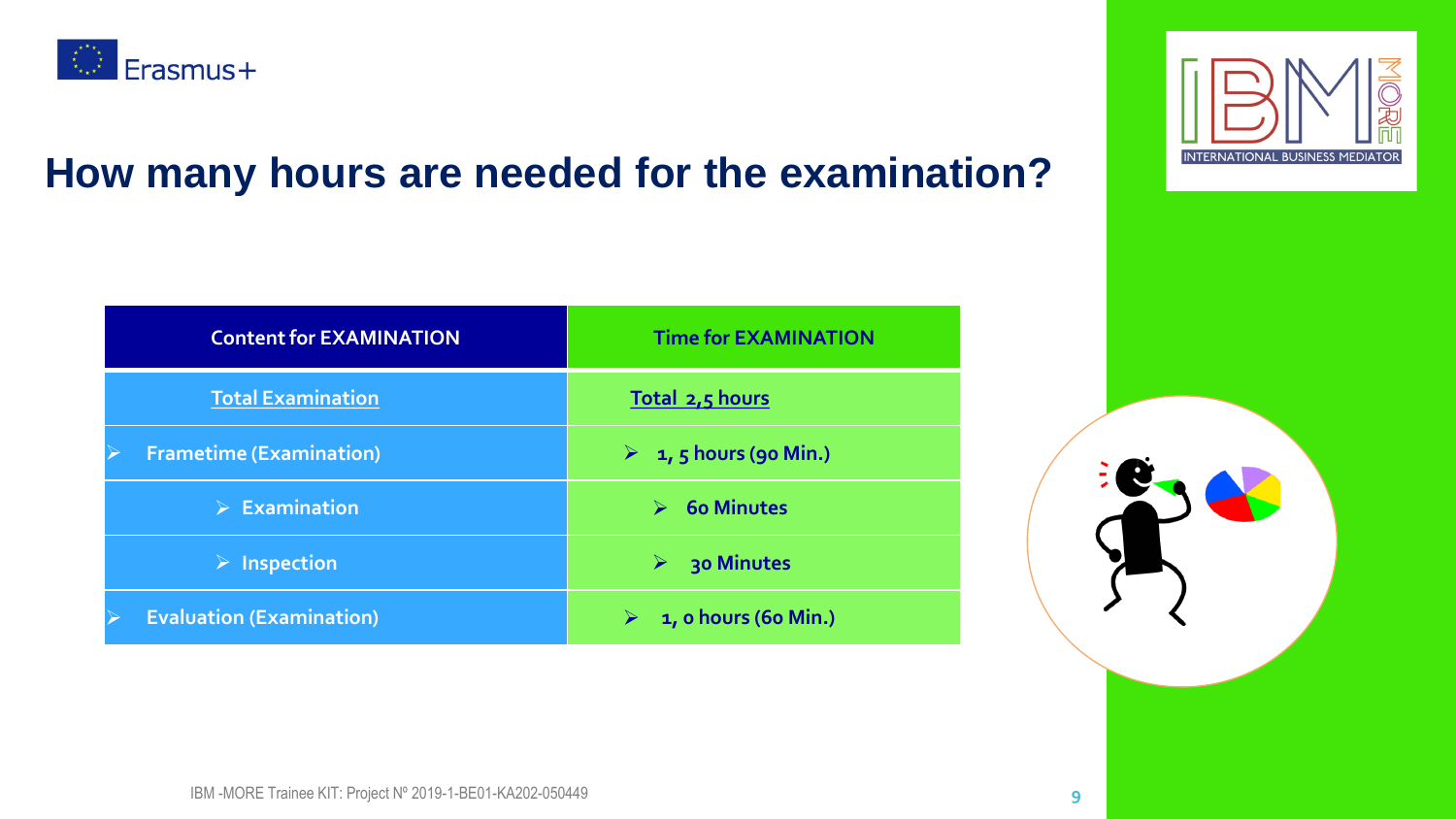# How many hours are needed for the examination?

| Content for EXAMINATION | Time for EXAMINATION |
| --- | --- |
| Total Examination | Total 2,5 hours |
| ➢ Frametime (Examination) | ➢ 1, 5 hours (90 Min.) |
| ➢ Examination | ➢ 60 Minutes |
| ➢ Inspection | ➢ 30 Minutes |
| ➢ Evaluation (Examination) | ➢ 1, 0 hours (60 Min.) |

IBM -MORE Trainee KIT: Project Nº 2019-1-BE01-KA202-050449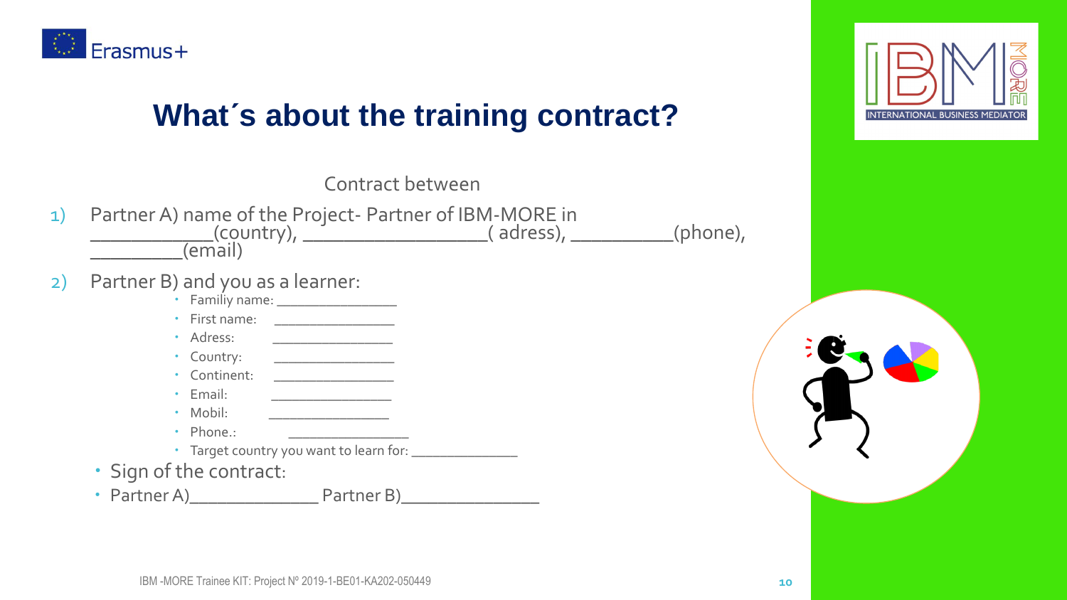# What´s about the training contract?

Contract between

1) Partner A) name of the Project- Partner of IBM-MORE in ____________(country), __________________( adress), __________(phone), _________(email)

2) Partner B) and you as a learner:
   - Familiy name: _______________
   - First name: _______________
   - Adress: _______________
   - Country: _______________
   - Continent: _______________
   - Email: _______________
   - Mobil: _______________
   - Phone.: _______________
   - Target country you want to learn for: _____________

- Sign of the contract:
- Partner A)_____________ Partner B)______________

IBM -MORE Trainee KIT: Project Nº 2019-1-BE01-KA202-050449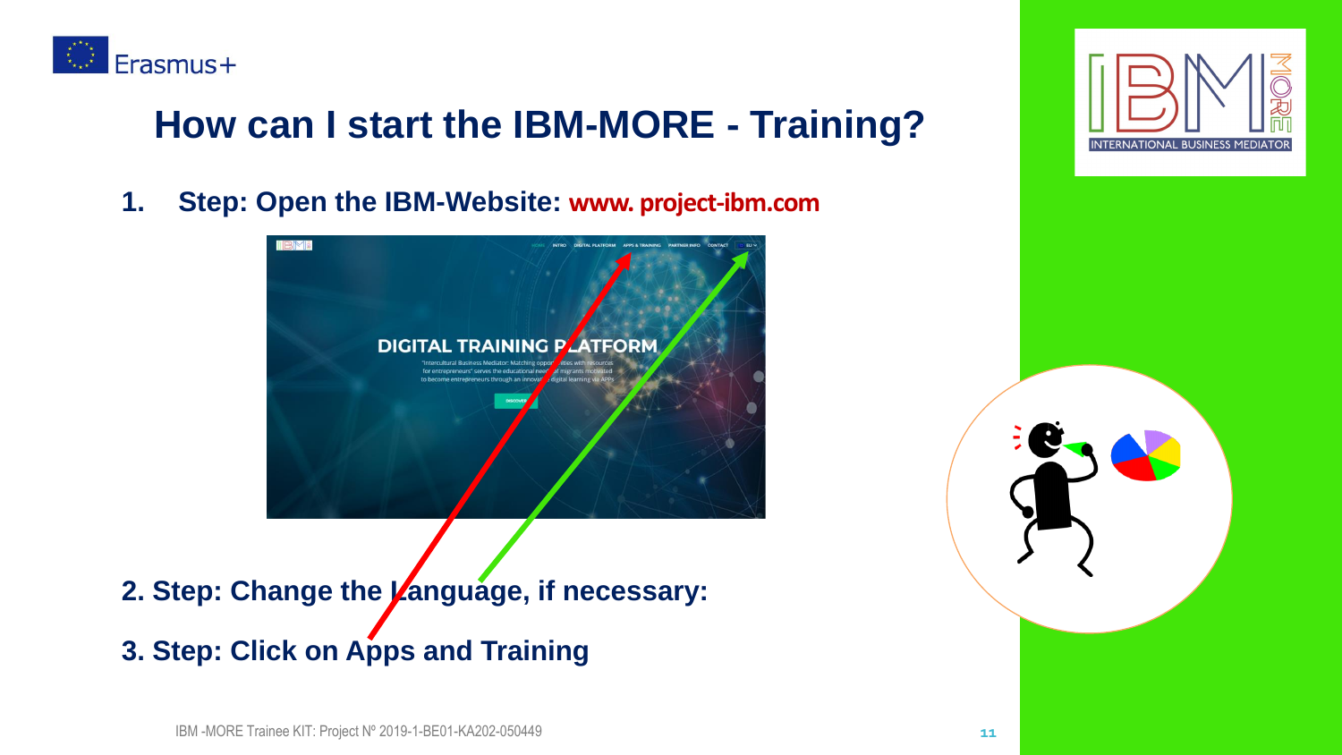# How can I start the IBM-MORE - Training?

1. Step: Open the IBM-Website: **www. project-ibm.com**

2. Step: Change the Language, if necessary:

3. Step: Click on Apps and Training

IBM -MORE Trainee KIT: Project Nº 2019-1-BE01-KA202-050449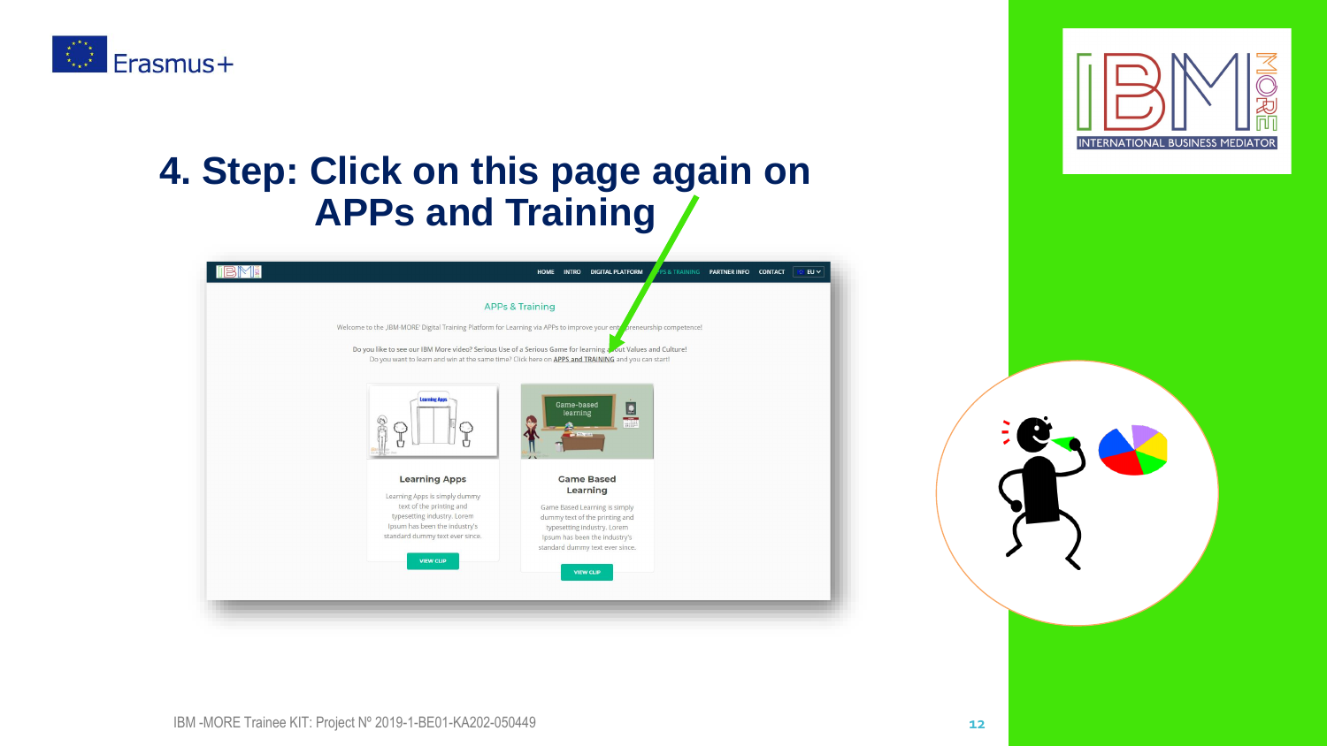# 4. Step: Click on this page again on APPs and Training

APPs & Training

Welcome to the 'IBM-MORE' Digital Training Platform for Learning via APPs to improve your entrepreneurship competence!

Do you like to see our IBM More video? Serious Use of a Serious Game for learning about Values and Culture!
Do you want to learn and win at the same time? Click here on APPS and TRAINING and you can start!

**Learning Apps**

Learning Apps is simply dummy text of the printing and typesetting industry. Lorem Ipsum has been the industry's standard dummy text ever since.

VIEW CLIP

**Game Based Learning**

Game Based Learning is simply dummy text of the printing and typesetting industry. Lorem Ipsum has been the industry's standard dummy text ever since.

VIEW CLIP

IBM -MORE Trainee KIT: Project Nº 2019-1-BE01-KA202-050449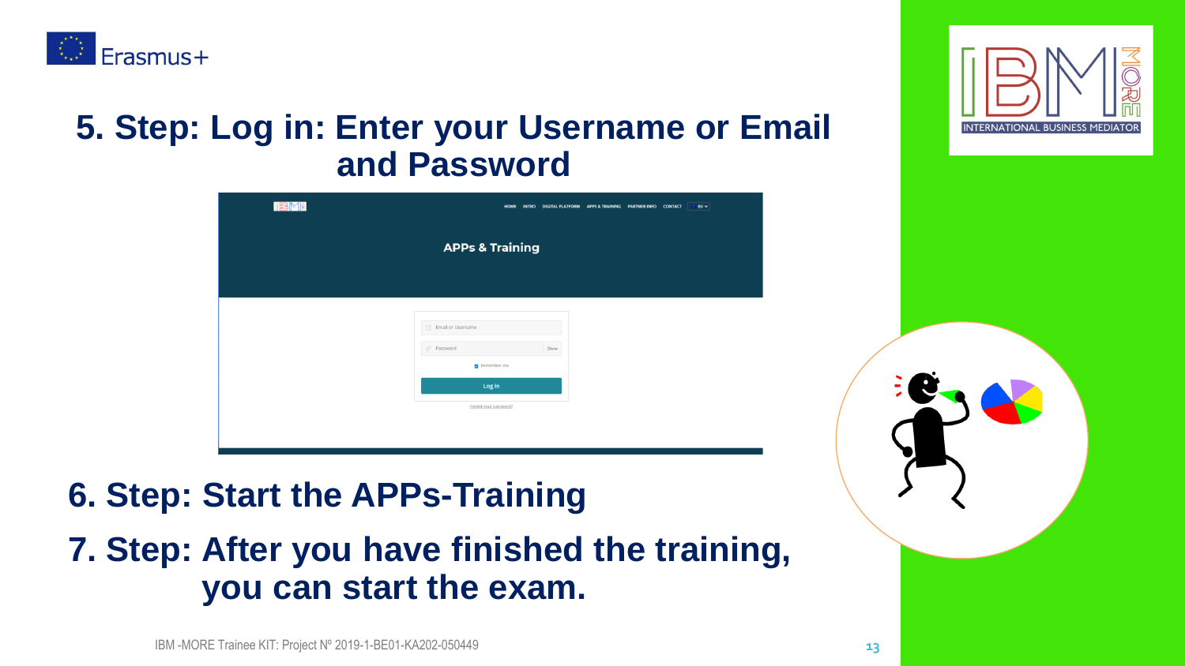## 5. Step: Log in: Enter your Username or Email and Password

## 6. Step: Start the APPs-Training

## 7. Step: After you have finished the training, you can start the exam.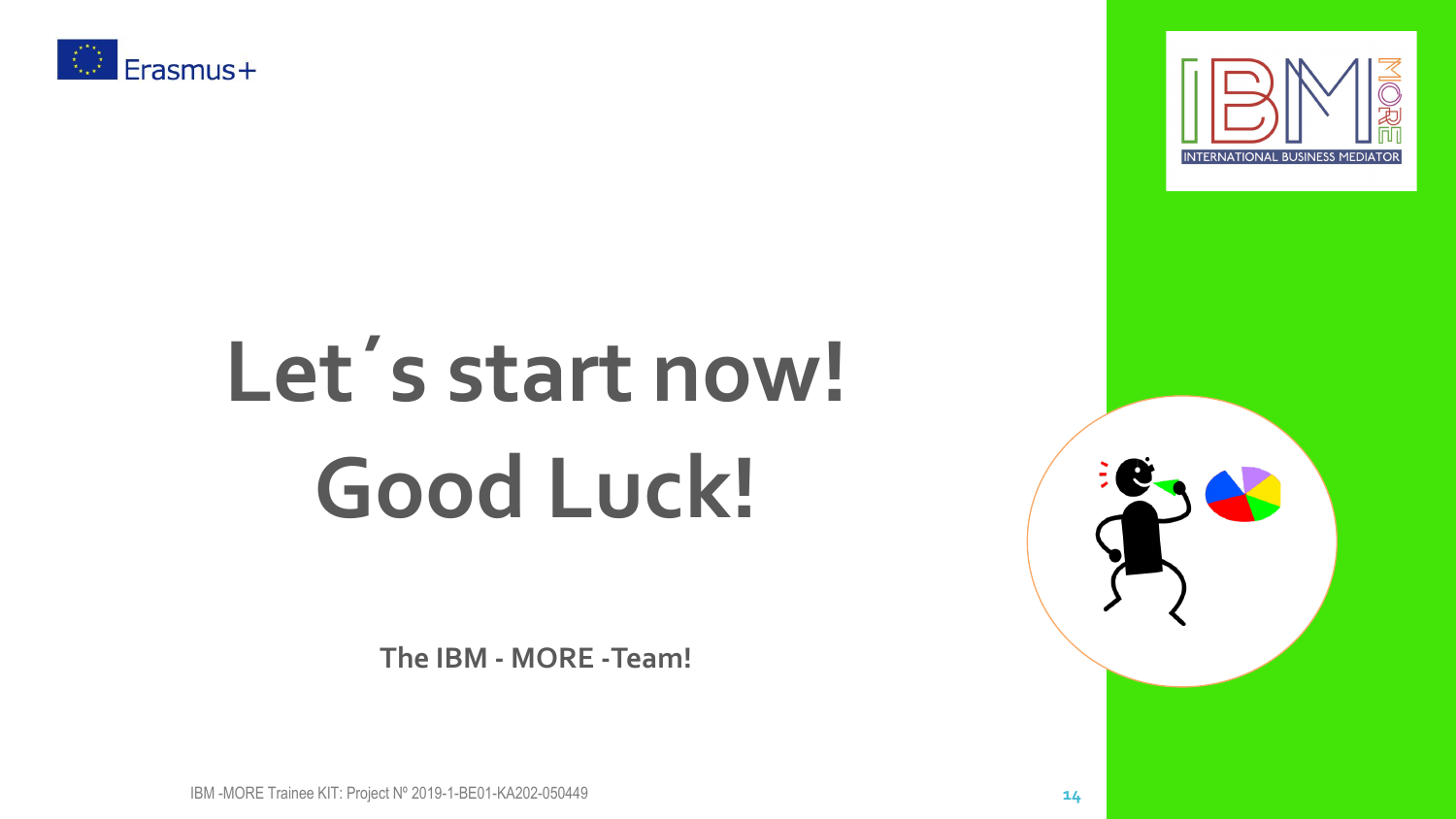# Let´s start now!
# Good Luck!

**The IBM - MORE -Team!**

IBM -MORE Trainee KIT: Project Nº 2019-1-BE01-KA202-050449